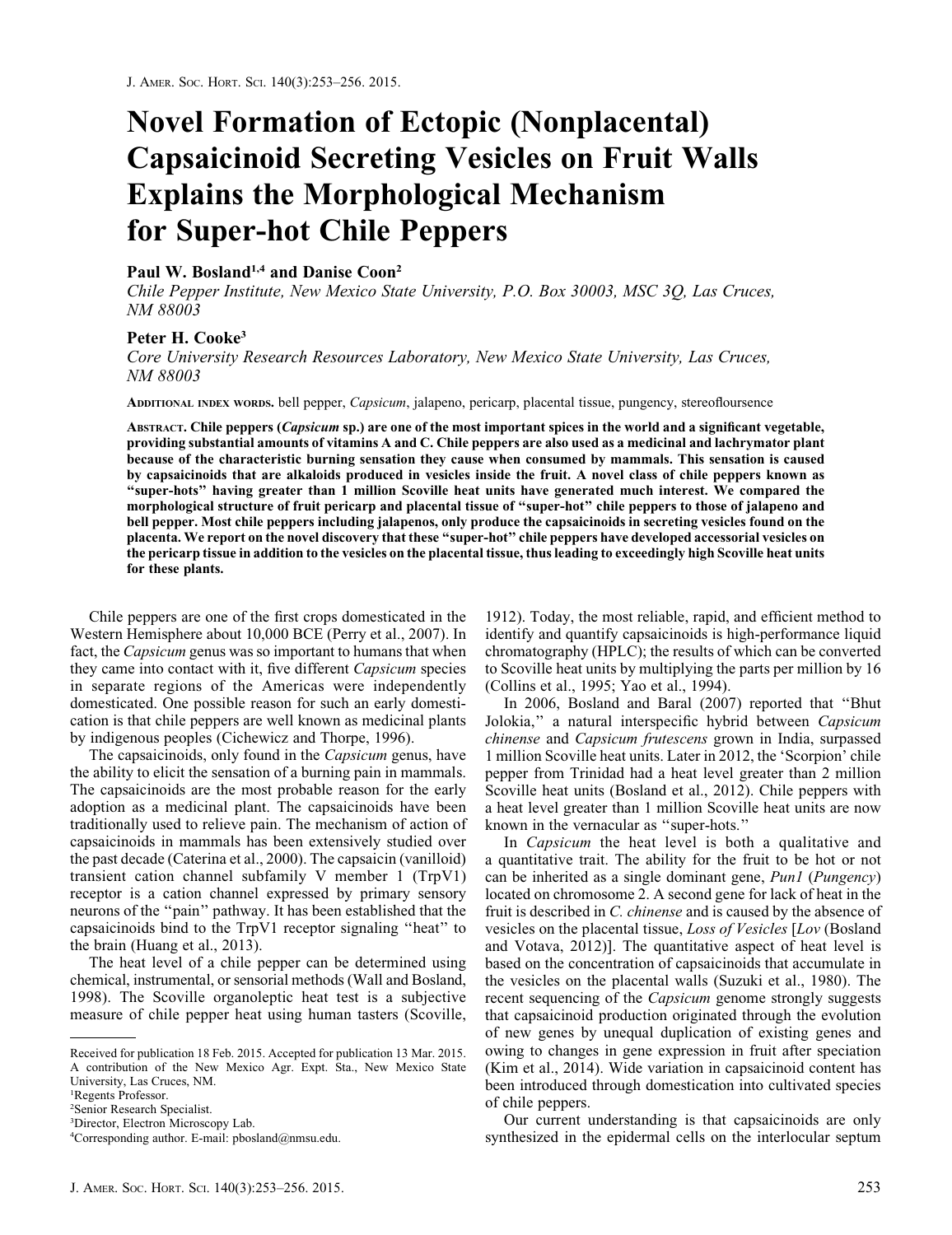# Novel Formation of Ectopic (Nonplacental) Capsaicinoid Secreting Vesicles on Fruit Walls Explains the Morphological Mechanism for Super-hot Chile Peppers

**Paul W. Bosland[1,4] and Danise Coon[2]**

*Chile Pepper Institute, New Mexico State University, P.O. Box 30003, MSC 3Q, Las Cruces, NM 88003*

**Peter H. Cooke[3]**

*Core University Research Resources Laboratory, New Mexico State University, Las Cruces, NM 88003*

ADDITIONAL INDEX WORDS. bell pepper, *Capsicum*, jalapeno, pericarp, placental tissue, pungency, stereofloursence

ABSTRACT. **Chile peppers (*Capsicum* sp.) are one of the most important spices in the world and a significant vegetable, providing substantial amounts of vitamins A and C. Chile peppers are also used as a medicinal and lachrymator plant because of the characteristic burning sensation they cause when consumed by mammals. This sensation is caused by capsaicinoids that are alkaloids produced in vesicles inside the fruit. A novel class of chile peppers known as "super-hots" having greater than 1 million Scoville heat units have generated much interest. We compared the morphological structure of fruit pericarp and placental tissue of "super-hot" chile peppers to those of jalapeno and bell pepper. Most chile peppers including jalapenos, only produce the capsaicinoids in secreting vesicles found on the placenta. We report on the novel discovery that these "super-hot" chile peppers have developed accessorial vesicles on the pericarp tissue in addition to the vesicles on the placental tissue, thus leading to exceedingly high Scoville heat units for these plants.**

Chile peppers are one of the first crops domesticated in the Western Hemisphere about 10,000 BCE (Perry et al., 2007). In fact, the *Capsicum* genus was so important to humans that when they came into contact with it, five different *Capsicum* species in separate regions of the Americas were independently domesticated. One possible reason for such an early domestication is that chile peppers are well known as medicinal plants by indigenous peoples (Cichewicz and Thorpe, 1996).

The capsaicinoids, only found in the *Capsicum* genus, have the ability to elicit the sensation of a burning pain in mammals. The capsaicinoids are the most probable reason for the early adoption as a medicinal plant. The capsaicinoids have been traditionally used to relieve pain. The mechanism of action of capsaicinoids in mammals has been extensively studied over the past decade (Caterina et al., 2000). The capsaicin (vanilloid) transient cation channel subfamily V member 1 (TrpV1) receptor is a cation channel expressed by primary sensory neurons of the "pain" pathway. It has been established that the capsaicinoids bind to the TrpV1 receptor signaling "heat" to the brain (Huang et al., 2013).

The heat level of a chile pepper can be determined using chemical, instrumental, or sensorial methods (Wall and Bosland, 1998). The Scoville organoleptic heat test is a subjective measure of chile pepper heat using human tasters (Scoville, 1912). Today, the most reliable, rapid, and efficient method to identify and quantify capsaicinoids is high-performance liquid chromatography (HPLC); the results of which can be converted to Scoville heat units by multiplying the parts per million by 16 (Collins et al., 1995; Yao et al., 1994).

In 2006, Bosland and Baral (2007) reported that "Bhut Jolokia," a natural interspecific hybrid between *Capsicum chinense* and *Capsicum frutescens* grown in India, surpassed 1 million Scoville heat units. Later in 2012, the 'Scorpion' chile pepper from Trinidad had a heat level greater than 2 million Scoville heat units (Bosland et al., 2012). Chile peppers with a heat level greater than 1 million Scoville heat units are now known in the vernacular as "super-hots."

In *Capsicum* the heat level is both a qualitative and a quantitative trait. The ability for the fruit to be hot or not can be inherited as a single dominant gene, *Pun1* (*Pungency*) located on chromosome 2. A second gene for lack of heat in the fruit is described in *C. chinense* and is caused by the absence of vesicles on the placental tissue, *Loss of Vesicles* [*Lov* (Bosland and Votava, 2012)]. The quantitative aspect of heat level is based on the concentration of capsaicinoids that accumulate in the vesicles on the placental walls (Suzuki et al., 1980). The recent sequencing of the *Capsicum* genome strongly suggests that capsaicinoid production originated through the evolution of new genes by unequal duplication of existing genes and owing to changes in gene expression in fruit after speciation (Kim et al., 2014). Wide variation in capsaicinoid content has been introduced through domestication into cultivated species of chile peppers.

Our current understanding is that capsaicinoids are only synthesized in the epidermal cells on the interlocular septum

---

Received for publication 18 Feb. 2015. Accepted for publication 13 Mar. 2015. A contribution of the New Mexico Agr. Expt. Sta., New Mexico State University, Las Cruces, NM.

[1]Regents Professor.

[2]Senior Research Specialist.

[3]Director, Electron Microscopy Lab.

[4]Corresponding author. E-mail: pbosland@nmsu.edu.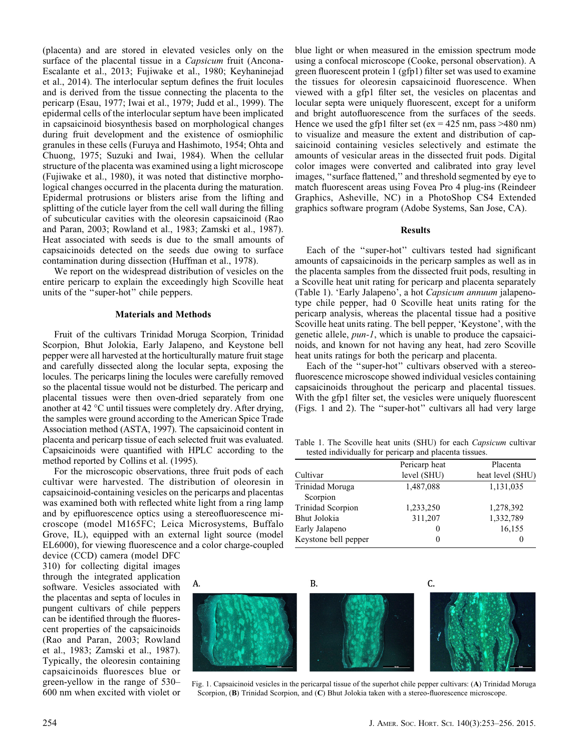(placenta) and are stored in elevated vesicles only on the surface of the placental tissue in a *Capsicum* fruit (Ancona-Escalante et al., 2013; Fujiwake et al., 1980; Keyhaninejad et al., 2014). The interlocular septum defines the fruit locules and is derived from the tissue connecting the placenta to the pericarp (Esau, 1977; Iwai et al., 1979; Judd et al., 1999). The epidermal cells of the interlocular septum have been implicated in capsaicinoid biosynthesis based on morphological changes during fruit development and the existence of osmiophilic granules in these cells (Furuya and Hashimoto, 1954; Ohta and Chuong, 1975; Suzuki and Iwai, 1984). When the cellular structure of the placenta was examined using a light microscope (Fujiwake et al., 1980), it was noted that distinctive morphological changes occurred in the placenta during the maturation. Epidermal protrusions or blisters arise from the lifting and splitting of the cuticle layer from the cell wall during the filling of subcuticular cavities with the oleoresin capsaicinoid (Rao and Paran, 2003; Rowland et al., 1983; Zamski et al., 1987). Heat associated with seeds is due to the small amounts of capsaicinoids detected on the seeds due owing to surface contamination during dissection (Huffman et al., 1978).

We report on the widespread distribution of vesicles on the entire pericarp to explain the exceedingly high Scoville heat units of the ''super-hot'' chile peppers.

## Materials and Methods

Fruit of the cultivars Trinidad Moruga Scorpion, Trinidad Scorpion, Bhut Jolokia, Early Jalapeno, and Keystone bell pepper were all harvested at the horticulturally mature fruit stage and carefully dissected along the locular septa, exposing the locules. The pericarps lining the locules were carefully removed so the placental tissue would not be disturbed. The pericarp and placental tissues were then oven-dried separately from one another at 42 °C until tissues were completely dry. After drying, the samples were ground according to the American Spice Trade Association method (ASTA, 1997). The capsaicinoid content in placenta and pericarp tissue of each selected fruit was evaluated. Capsaicinoids were quantified with HPLC according to the method reported by Collins et al. (1995).

For the microscopic observations, three fruit pods of each cultivar were harvested. The distribution of oleoresin in capsaicinoid-containing vesicles on the pericarps and placentas was examined both with reflected white light from a ring lamp and by epifluorescence optics using a stereofluorescence microscope (model M165FC; Leica Microsystems, Buffalo Grove, IL), equipped with an external light source (model EL6000), for viewing fluorescence and a color charge-coupled device (CCD) camera (model DFC 310) for collecting digital images through the integrated application software. Vesicles associated with the placentas and septa of locules in pungent cultivars of chile peppers can be identified through the fluorescent properties of the capsaicinoids (Rao and Paran, 2003; Rowland et al., 1983; Zamski et al., 1987). Typically, the oleoresin containing capsaicinoids fluoresces blue or green-yellow in the range of 530–600 nm when excited with violet or blue light or when measured in the emission spectrum mode using a confocal microscope (Cooke, personal observation). A green fluorescent protein 1 (gfp1) filter set was used to examine the tissues for oleoresin capsaicinoid fluorescence. When viewed with a gfp1 filter set, the vesicles on placentas and locular septa were uniquely fluorescent, except for a uniform and bright autofluorescence from the surfaces of the seeds. Hence we used the gfp1 filter set (ex = 425 nm, pass >480 nm) to visualize and measure the extent and distribution of capsaicinoid containing vesicles selectively and estimate the amounts of vesicular areas in the dissected fruit pods. Digital color images were converted and calibrated into gray level images, ''surface flattened,'' and threshold segmented by eye to match fluorescent areas using Fovea Pro 4 plug-ins (Reindeer Graphics, Asheville, NC) in a PhotoShop CS4 Extended graphics software program (Adobe Systems, San Jose, CA).

## Results

Each of the ''super-hot'' cultivars tested had significant amounts of capsaicinoids in the pericarp samples as well as in the placenta samples from the dissected fruit pods, resulting in a Scoville heat unit rating for pericarp and placenta separately (Table 1). 'Early Jalapeno', a hot *Capsicum annuum* jalapeno-type chile pepper, had 0 Scoville heat units rating for the pericarp analysis, whereas the placental tissue had a positive Scoville heat units rating. The bell pepper, 'Keystone', with the genetic allele, *pun-1*, which is unable to produce the capsaicinoids, and known for not having any heat, had zero Scoville heat units ratings for both the pericarp and placenta.

Each of the ''super-hot'' cultivars observed with a stereo-fluorescence microscope showed individual vesicles containing capsaicinoids throughout the pericarp and placental tissues. With the gfp1 filter set, the vesicles were uniquely fluorescent (Figs. 1 and 2). The ''super-hot'' cultivars all had very large

Table 1. The Scoville heat units (SHU) for each *Capsicum* cultivar tested individually for pericarp and placenta tissues.

| Cultivar | Pericarp heat level (SHU) | Placenta heat level (SHU) |
|---|---|---|
| Trinidad Moruga Scorpion | 1,487,088 | 1,131,035 |
| Trinidad Scorpion | 1,233,250 | 1,278,392 |
| Bhut Jolokia | 311,207 | 1,332,789 |
| Early Jalapeno | 0 | 16,155 |
| Keystone bell pepper | 0 | 0 |

Fig. 1. Capsaicinoid vesicles in the pericarpal tissue of the superhot chile pepper cultivars: (**A**) Trinidad Moruga Scorpion, (**B**) Trinidad Scorpion, and (**C**) Bhut Jolokia taken with a stereo-fluorescence microscope.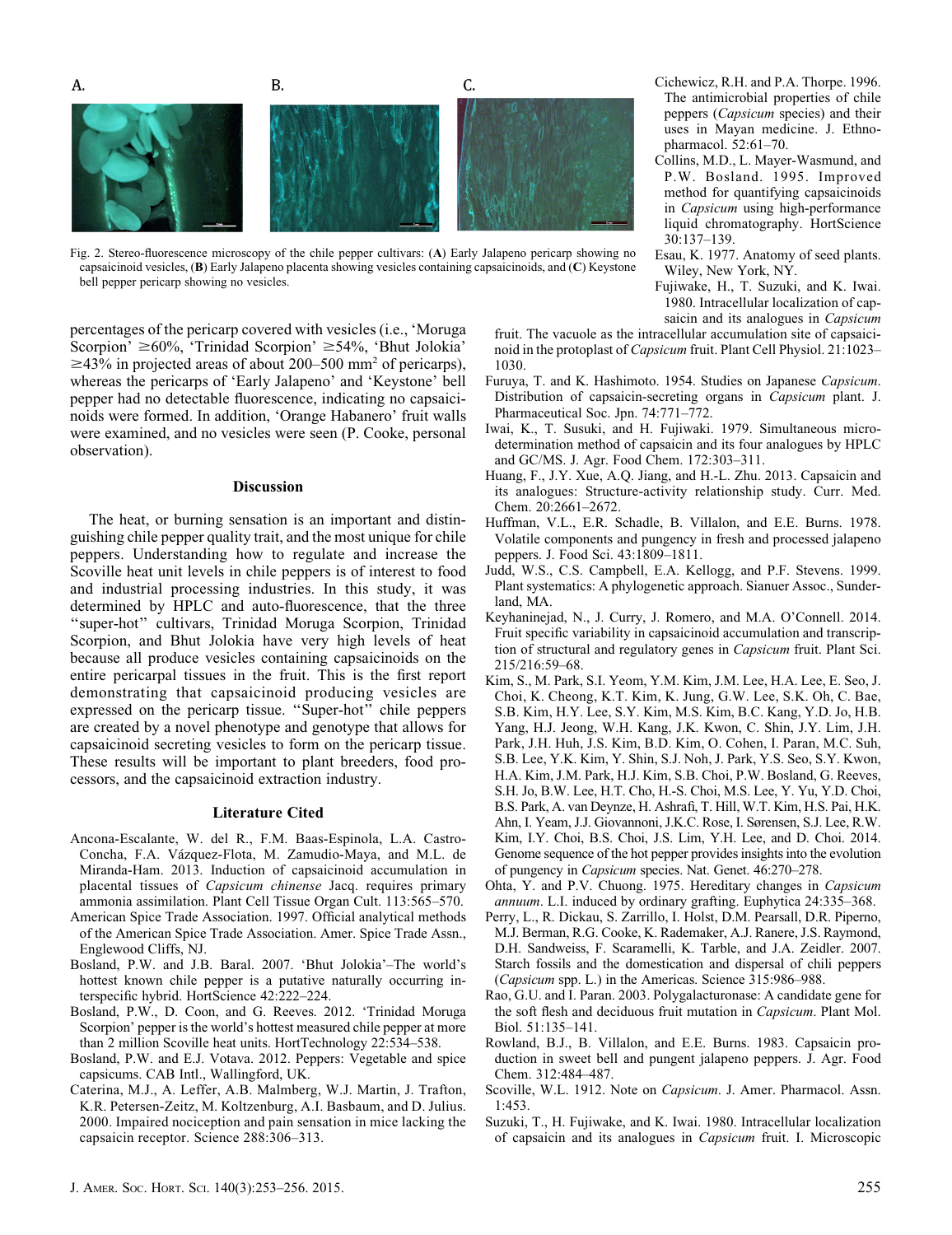Fig. 2. Stereo-fluorescence microscopy of the chile pepper cultivars: (**A**) Early Jalapeno pericarp showing no capsaicinoid vesicles, (**B**) Early Jalapeno placenta showing vesicles containing capsaicinoids, and (**C**) Keystone bell pepper pericarp showing no vesicles.

percentages of the pericarp covered with vesicles (i.e., 'Moruga Scorpion' ≥60%, 'Trinidad Scorpion' ≥54%, 'Bhut Jolokia' ≥43% in projected areas of about 200–500 mm$^2$ of pericarps), whereas the pericarps of 'Early Jalapeno' and 'Keystone' bell pepper had no detectable fluorescence, indicating no capsaicinoids were formed. In addition, 'Orange Habanero' fruit walls were examined, and no vesicles were seen (P. Cooke, personal observation).

## Discussion

The heat, or burning sensation is an important and distinguishing chile pepper quality trait, and the most unique for chile peppers. Understanding how to regulate and increase the Scoville heat unit levels in chile peppers is of interest to food and industrial processing industries. In this study, it was determined by HPLC and auto-fluorescence, that the three "super-hot" cultivars, Trinidad Moruga Scorpion, Trinidad Scorpion, and Bhut Jolokia have very high levels of heat because all produce vesicles containing capsaicinoids on the entire pericarpal tissues in the fruit. This is the first report demonstrating that capsaicinoid producing vesicles are expressed on the pericarp tissue. "Super-hot" chile peppers are created by a novel phenotype and genotype that allows for capsaicinoid secreting vesicles to form on the pericarp tissue. These results will be important to plant breeders, food processors, and the capsaicinoid extraction industry.

## Literature Cited

Ancona-Escalante, W. del R., F.M. Baas-Espinola, L.A. Castro-Concha, F.A. Vázquez-Flota, M. Zamudio-Maya, and M.L. de Miranda-Ham. 2013. Induction of capsaicinoid accumulation in placental tissues of *Capsicum chinense* Jacq. requires primary ammonia assimilation. Plant Cell Tissue Organ Cult. 113:565–570.

American Spice Trade Association. 1997. Official analytical methods of the American Spice Trade Association. Amer. Spice Trade Assn., Englewood Cliffs, NJ.

Bosland, P.W. and J.B. Baral. 2007. 'Bhut Jolokia'–The world's hottest known chile pepper is a putative naturally occurring interspecific hybrid. HortScience 42:222–224.

Bosland, P.W., D. Coon, and G. Reeves. 2012. 'Trinidad Moruga Scorpion' pepper is the world's hottest measured chile pepper at more than 2 million Scoville heat units. HortTechnology 22:534–538.

Bosland, P.W. and E.J. Votava. 2012. Peppers: Vegetable and spice capsicums. CAB Intl., Wallingford, UK.

Caterina, M.J., A. Leffer, A.B. Malmberg, W.J. Martin, J. Trafton, K.R. Petersen-Zeitz, M. Koltzenburg, A.I. Basbaum, and D. Julius. 2000. Impaired nociception and pain sensation in mice lacking the capsaicin receptor. Science 288:306–313.

Cichewicz, R.H. and P.A. Thorpe. 1996. The antimicrobial properties of chile peppers (*Capsicum* species) and their uses in Mayan medicine. J. Ethnopharmacol. 52:61–70.

Collins, M.D., L. Mayer-Wasmund, and P.W. Bosland. 1995. Improved method for quantifying capsaicinoids in *Capsicum* using high-performance liquid chromatography. HortScience 30:137–139.

Esau, K. 1977. Anatomy of seed plants. Wiley, New York, NY.

Fujiwake, H., T. Suzuki, and K. Iwai. 1980. Intracellular localization of capsaicin and its analogues in *Capsicum* fruit. The vacuole as the intracellular accumulation site of capsaicinoid in the protoplast of *Capsicum* fruit. Plant Cell Physiol. 21:1023–1030.

Furuya, T. and K. Hashimoto. 1954. Studies on Japanese *Capsicum*. Distribution of capsaicin-secreting organs in *Capsicum* plant. J. Pharmaceutical Soc. Jpn. 74:771–772.

Iwai, K., T. Susuki, and H. Fujiwaki. 1979. Simultaneous microdetermination method of capsaicin and its four analogues by HPLC and GC/MS. J. Agr. Food Chem. 172:303–311.

Huang, F., J.Y. Xue, A.Q. Jiang, and H.-L. Zhu. 2013. Capsaicin and its analogues: Structure-activity relationship study. Curr. Med. Chem. 20:2661–2672.

Huffman, V.L., E.R. Schadle, B. Villalon, and E.E. Burns. 1978. Volatile components and pungency in fresh and processed jalapeno peppers. J. Food Sci. 43:1809–1811.

Judd, W.S., C.S. Campbell, E.A. Kellogg, and P.F. Stevens. 1999. Plant systematics: A phylogenetic approach. Sianuer Assoc., Sunderland, MA.

Keyhaninejad, N., J. Curry, J. Romero, and M.A. O'Connell. 2014. Fruit specific variability in capsaicinoid accumulation and transcription of structural and regulatory genes in *Capsicum* fruit. Plant Sci. 215/216:59–68.

Kim, S., M. Park, S.I. Yeom, Y.M. Kim, J.M. Lee, H.A. Lee, E. Seo, J. Choi, K. Cheong, K.T. Kim, K. Jung, G.W. Lee, S.K. Oh, C. Bae, S.B. Kim, H.Y. Lee, S.Y. Kim, M.S. Kim, B.C. Kang, Y.D. Jo, H.B. Yang, H.J. Jeong, W.H. Kang, J.K. Kwon, C. Shin, J.Y. Lim, J.H. Park, J.H. Huh, J.S. Kim, B.D. Kim, O. Cohen, I. Paran, M.C. Suh, S.B. Lee, Y.K. Kim, Y. Shin, S.J. Noh, J. Park, Y.S. Seo, S.Y. Kwon, H.A. Kim, J.M. Park, H.J. Kim, S.B. Choi, P.W. Bosland, G. Reeves, S.H. Jo, B.W. Lee, H.T. Cho, H.-S. Choi, M.S. Lee, Y. Yu, Y.D. Choi, B.S. Park, A. van Deynze, H. Ashrafi, T. Hill, W.T. Kim, H.S. Pai, H.K. Ahn, I. Yeam, J.J. Giovannoni, J.K.C. Rose, I. Sørensen, S.J. Lee, R.W. Kim, I.Y. Choi, B.S. Choi, J.S. Lim, Y.H. Lee, and D. Choi. 2014. Genome sequence of the hot pepper provides insights into the evolution of pungency in *Capsicum* species. Nat. Genet. 46:270–278.

Ohta, Y. and P.V. Chuong. 1975. Hereditary changes in *Capsicum annuum*. L.I. induced by ordinary grafting. Euphytica 24:335–368.

Perry, L., R. Dickau, S. Zarrillo, I. Holst, D.M. Pearsall, D.R. Piperno, M.J. Berman, R.G. Cooke, K. Rademaker, A.J. Ranere, J.S. Raymond, D.H. Sandweiss, F. Scaramelli, K. Tarble, and J.A. Zeidler. 2007. Starch fossils and the domestication and dispersal of chili peppers (*Capsicum* spp. L.) in the Americas. Science 315:986–988.

Rao, G.U. and I. Paran. 2003. Polygalacturonase: A candidate gene for the soft flesh and deciduous fruit mutation in *Capsicum*. Plant Mol. Biol. 51:135–141.

Rowland, B.J., B. Villalon, and E.E. Burns. 1983. Capsaicin production in sweet bell and pungent jalapeno peppers. J. Agr. Food Chem. 312:484–487.

Scoville, W.L. 1912. Note on *Capsicum*. J. Amer. Pharmacol. Assn. 1:453.

Suzuki, T., H. Fujiwake, and K. Iwai. 1980. Intracellular localization of capsaicin and its analogues in *Capsicum* fruit. I. Microscopic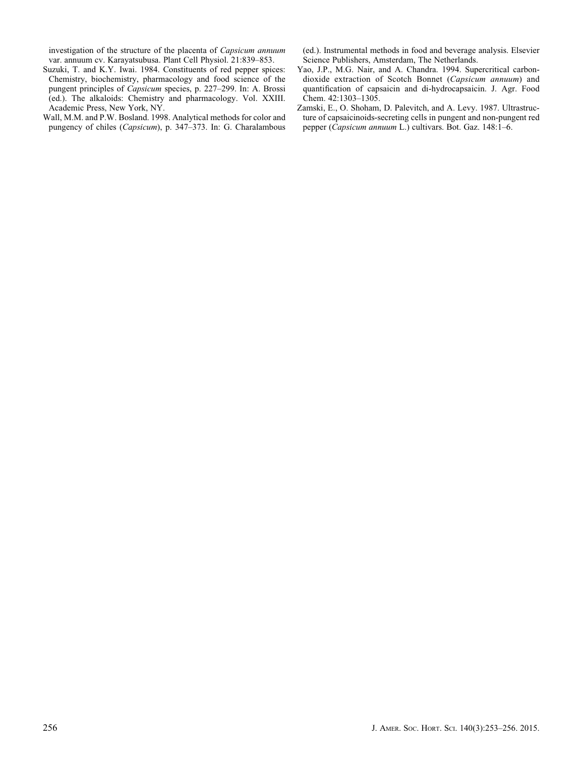investigation of the structure of the placenta of *Capsicum annuum* var. annuum cv. Karayatsubusa. Plant Cell Physiol. 21:839–853.

Suzuki, T. and K.Y. Iwai. 1984. Constituents of red pepper spices: Chemistry, biochemistry, pharmacology and food science of the pungent principles of *Capsicum* species, p. 227–299. In: A. Brossi (ed.). The alkaloids: Chemistry and pharmacology. Vol. XXIII. Academic Press, New York, NY.

Wall, M.M. and P.W. Bosland. 1998. Analytical methods for color and pungency of chiles (*Capsicum*), p. 347–373. In: G. Charalambous (ed.). Instrumental methods in food and beverage analysis. Elsevier Science Publishers, Amsterdam, The Netherlands.

Yao, J.P., M.G. Nair, and A. Chandra. 1994. Supercritical carbon-dioxide extraction of Scotch Bonnet (*Capsicum annuum*) and quantification of capsaicin and di-hydrocapsaicin. J. Agr. Food Chem. 42:1303–1305.

Zamski, E., O. Shoham, D. Palevitch, and A. Levy. 1987. Ultrastructure of capsaicinoids-secreting cells in pungent and non-pungent red pepper (*Capsicum annuum* L.) cultivars. Bot. Gaz. 148:1–6.